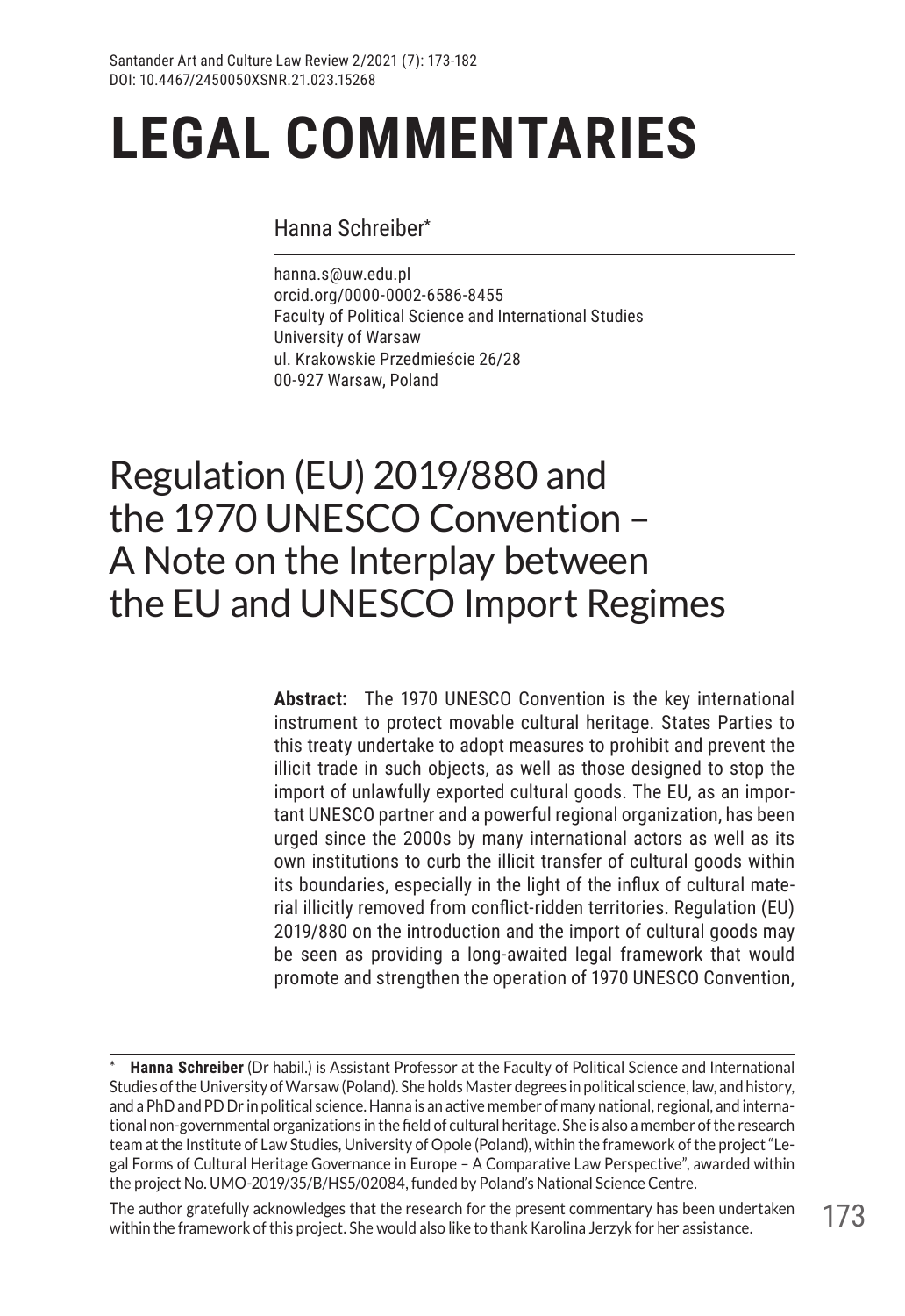# LEGAL COMMENTARIES

Hanna Schreiber*

hanna.s@uw.edu.pl
orcid.org/0000-0002-6586-8455
Faculty of Political Science and International Studies
University of Warsaw
ul. Krakowskie Przedmieście 26/28
00-927 Warsaw, Poland

## Regulation (EU) 2019/880 and the 1970 UNESCO Convention – A Note on the Interplay between the EU and UNESCO Import Regimes

**Abstract:** The 1970 UNESCO Convention is the key international instrument to protect movable cultural heritage. States Parties to this treaty undertake to adopt measures to prohibit and prevent the illicit trade in such objects, as well as those designed to stop the import of unlawfully exported cultural goods. The EU, as an important UNESCO partner and a powerful regional organization, has been urged since the 2000s by many international actors as well as its own institutions to curb the illicit transfer of cultural goods within its boundaries, especially in the light of the influx of cultural material illicitly removed from conflict-ridden territories. Regulation (EU) 2019/880 on the introduction and the import of cultural goods may be seen as providing a long-awaited legal framework that would promote and strengthen the operation of 1970 UNESCO Convention,

---

\* **Hanna Schreiber** (Dr habil.) is Assistant Professor at the Faculty of Political Science and International Studies of the University of Warsaw (Poland). She holds Master degrees in political science, law, and history, and a PhD and PD Dr in political science. Hanna is an active member of many national, regional, and international non-governmental organizations in the field of cultural heritage. She is also a member of the research team at the Institute of Law Studies, University of Opole (Poland), within the framework of the project "Legal Forms of Cultural Heritage Governance in Europe – A Comparative Law Perspective", awarded within the project No. UMO-2019/35/B/HS5/02084, funded by Poland's National Science Centre.

The author gratefully acknowledges that the research for the present commentary has been undertaken within the framework of this project. She would also like to thank Karolina Jerzyk for her assistance.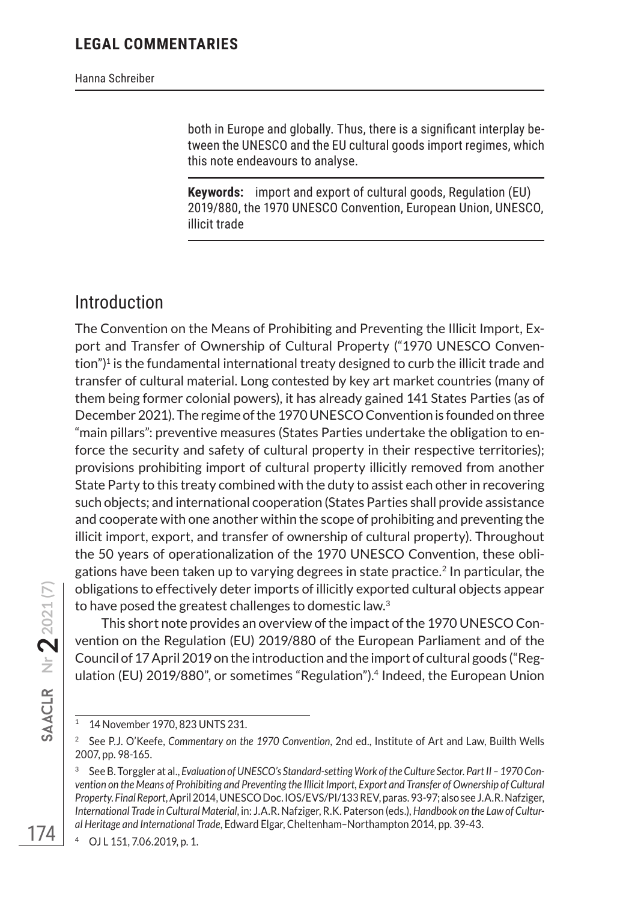both in Europe and globally. Thus, there is a significant interplay between the UNESCO and the EU cultural goods import regimes, which this note endeavours to analyse.

**Keywords:** import and export of cultural goods, Regulation (EU) 2019/880, the 1970 UNESCO Convention, European Union, UNESCO, illicit trade

## Introduction

The Convention on the Means of Prohibiting and Preventing the Illicit Import, Export and Transfer of Ownership of Cultural Property ("1970 UNESCO Convention")[1] is the fundamental international treaty designed to curb the illicit trade and transfer of cultural material. Long contested by key art market countries (many of them being former colonial powers), it has already gained 141 States Parties (as of December 2021). The regime of the 1970 UNESCO Convention is founded on three "main pillars": preventive measures (States Parties undertake the obligation to enforce the security and safety of cultural property in their respective territories); provisions prohibiting import of cultural property illicitly removed from another State Party to this treaty combined with the duty to assist each other in recovering such objects; and international cooperation (States Parties shall provide assistance and cooperate with one another within the scope of prohibiting and preventing the illicit import, export, and transfer of ownership of cultural property). Throughout the 50 years of operationalization of the 1970 UNESCO Convention, these obligations have been taken up to varying degrees in state practice.[2] In particular, the obligations to effectively deter imports of illicitly exported cultural objects appear to have posed the greatest challenges to domestic law.[3]

This short note provides an overview of the impact of the 1970 UNESCO Convention on the Regulation (EU) 2019/880 of the European Parliament and of the Council of 17 April 2019 on the introduction and the import of cultural goods ("Regulation (EU) 2019/880", or sometimes "Regulation").[4] Indeed, the European Union

---

[1] 14 November 1970, 823 UNTS 231.

[2] See P.J. O'Keefe, *Commentary on the 1970 Convention*, 2nd ed., Institute of Art and Law, Builth Wells 2007, pp. 98-165.

[3] See B. Torggler at al., *Evaluation of UNESCO's Standard-setting Work of the Culture Sector. Part II – 1970 Convention on the Means of Prohibiting and Preventing the Illicit Import, Export and Transfer of Ownership of Cultural Property. Final Report*, April 2014, UNESCO Doc. IOS/EVS/PI/133 REV, paras. 93-97; also see J.A.R. Nafziger, *International Trade in Cultural Material*, in: J.A.R. Nafziger, R.K. Paterson (eds.), *Handbook on the Law of Cultural Heritage and International Trade*, Edward Elgar, Cheltenham–Northampton 2014, pp. 39-43.

[4] OJ L 151, 7.06.2019, p. 1.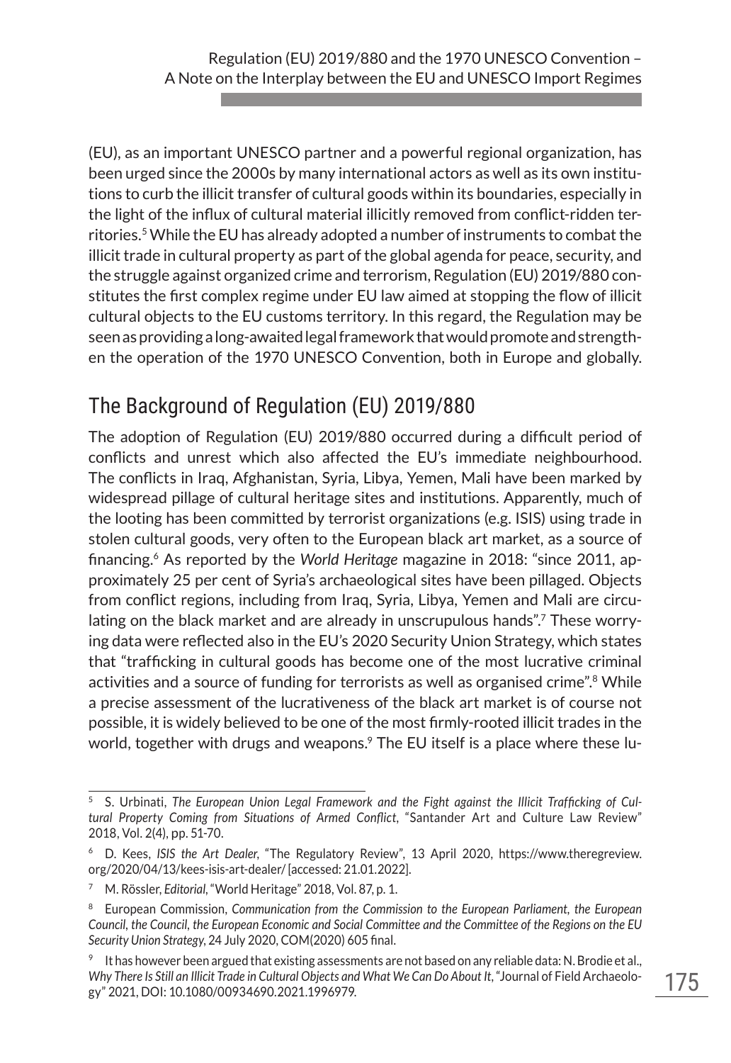(EU), as an important UNESCO partner and a powerful regional organization, has been urged since the 2000s by many international actors as well as its own institutions to curb the illicit transfer of cultural goods within its boundaries, especially in the light of the influx of cultural material illicitly removed from conflict-ridden territories.[5] While the EU has already adopted a number of instruments to combat the illicit trade in cultural property as part of the global agenda for peace, security, and the struggle against organized crime and terrorism, Regulation (EU) 2019/880 constitutes the first complex regime under EU law aimed at stopping the flow of illicit cultural objects to the EU customs territory. In this regard, the Regulation may be seen as providing a long-awaited legal framework that would promote and strengthen the operation of the 1970 UNESCO Convention, both in Europe and globally.

## The Background of Regulation (EU) 2019/880

The adoption of Regulation (EU) 2019/880 occurred during a difficult period of conflicts and unrest which also affected the EU's immediate neighbourhood. The conflicts in Iraq, Afghanistan, Syria, Libya, Yemen, Mali have been marked by widespread pillage of cultural heritage sites and institutions. Apparently, much of the looting has been committed by terrorist organizations (e.g. ISIS) using trade in stolen cultural goods, very often to the European black art market, as a source of financing.[6] As reported by the *World Heritage* magazine in 2018: "since 2011, approximately 25 per cent of Syria's archaeological sites have been pillaged. Objects from conflict regions, including from Iraq, Syria, Libya, Yemen and Mali are circulating on the black market and are already in unscrupulous hands".[7] These worrying data were reflected also in the EU's 2020 Security Union Strategy, which states that "trafficking in cultural goods has become one of the most lucrative criminal activities and a source of funding for terrorists as well as organised crime".[8] While a precise assessment of the lucrativeness of the black art market is of course not possible, it is widely believed to be one of the most firmly-rooted illicit trades in the world, together with drugs and weapons.[9] The EU itself is a place where these lu-

---

[5] S. Urbinati, *The European Union Legal Framework and the Fight against the Illicit Trafficking of Cultural Property Coming from Situations of Armed Conflict*, "Santander Art and Culture Law Review" 2018, Vol. 2(4), pp. 51-70.

[6] D. Kees, *ISIS the Art Dealer*, "The Regulatory Review", 13 April 2020, https://www.theregreview.org/2020/04/13/kees-isis-art-dealer/ [accessed: 21.01.2022].

[7] M. Rössler, *Editorial*, "World Heritage" 2018, Vol. 87, p. 1.

[8] European Commission, *Communication from the Commission to the European Parliament, the European Council, the Council, the European Economic and Social Committee and the Committee of the Regions on the EU Security Union Strategy*, 24 July 2020, COM(2020) 605 final.

[9] It has however been argued that existing assessments are not based on any reliable data: N. Brodie et al., *Why There Is Still an Illicit Trade in Cultural Objects and What We Can Do About It*, "Journal of Field Archaeology" 2021, DOI: 10.1080/00934690.2021.1996979.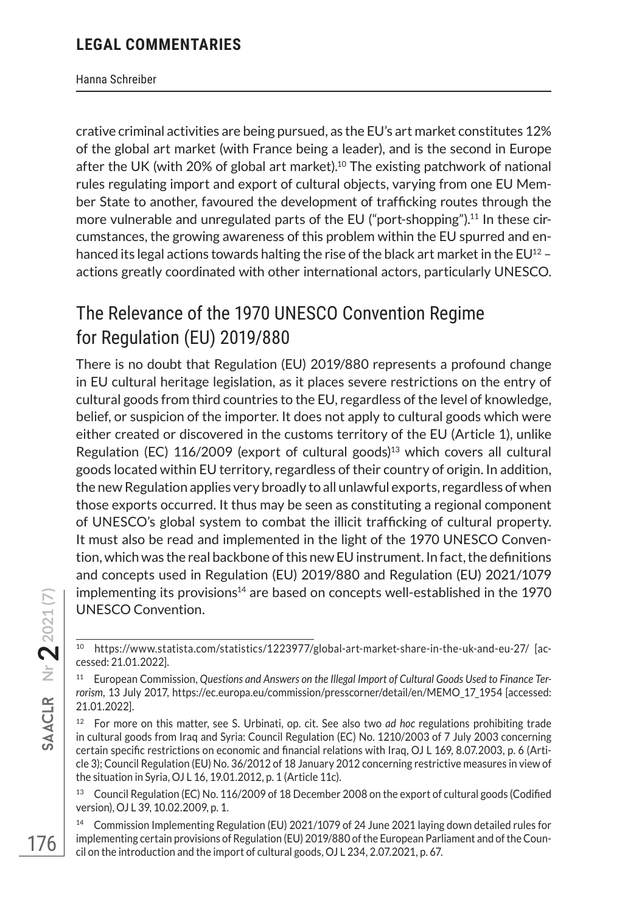crative criminal activities are being pursued, as the EU's art market constitutes 12% of the global art market (with France being a leader), and is the second in Europe after the UK (with 20% of global art market).[10] The existing patchwork of national rules regulating import and export of cultural objects, varying from one EU Member State to another, favoured the development of trafficking routes through the more vulnerable and unregulated parts of the EU ("port-shopping").[11] In these circumstances, the growing awareness of this problem within the EU spurred and enhanced its legal actions towards halting the rise of the black art market in the EU[12] – actions greatly coordinated with other international actors, particularly UNESCO.

## The Relevance of the 1970 UNESCO Convention Regime for Regulation (EU) 2019/880

There is no doubt that Regulation (EU) 2019/880 represents a profound change in EU cultural heritage legislation, as it places severe restrictions on the entry of cultural goods from third countries to the EU, regardless of the level of knowledge, belief, or suspicion of the importer. It does not apply to cultural goods which were either created or discovered in the customs territory of the EU (Article 1), unlike Regulation (EC) 116/2009 (export of cultural goods)[13] which covers all cultural goods located within EU territory, regardless of their country of origin. In addition, the new Regulation applies very broadly to all unlawful exports, regardless of when those exports occurred. It thus may be seen as constituting a regional component of UNESCO's global system to combat the illicit trafficking of cultural property. It must also be read and implemented in the light of the 1970 UNESCO Convention, which was the real backbone of this new EU instrument. In fact, the definitions and concepts used in Regulation (EU) 2019/880 and Regulation (EU) 2021/1079 implementing its provisions[14] are based on concepts well-established in the 1970 UNESCO Convention.

---

[10] https://www.statista.com/statistics/1223977/global-art-market-share-in-the-uk-and-eu-27/ [accessed: 21.01.2022].

[11] European Commission, *Questions and Answers on the Illegal Import of Cultural Goods Used to Finance Terrorism*, 13 July 2017, https://ec.europa.eu/commission/presscorner/detail/en/MEMO_17_1954 [accessed: 21.01.2022].

[12] For more on this matter, see S. Urbinati, op. cit. See also two *ad hoc* regulations prohibiting trade in cultural goods from Iraq and Syria: Council Regulation (EC) No. 1210/2003 of 7 July 2003 concerning certain specific restrictions on economic and financial relations with Iraq, OJ L 169, 8.07.2003, p. 6 (Article 3); Council Regulation (EU) No. 36/2012 of 18 January 2012 concerning restrictive measures in view of the situation in Syria, OJ L 16, 19.01.2012, p. 1 (Article 11c).

[13] Council Regulation (EC) No. 116/2009 of 18 December 2008 on the export of cultural goods (Codified version), OJ L 39, 10.02.2009, p. 1.

[14] Commission Implementing Regulation (EU) 2021/1079 of 24 June 2021 laying down detailed rules for implementing certain provisions of Regulation (EU) 2019/880 of the European Parliament and of the Council on the introduction and the import of cultural goods, OJ L 234, 2.07.2021, p. 67.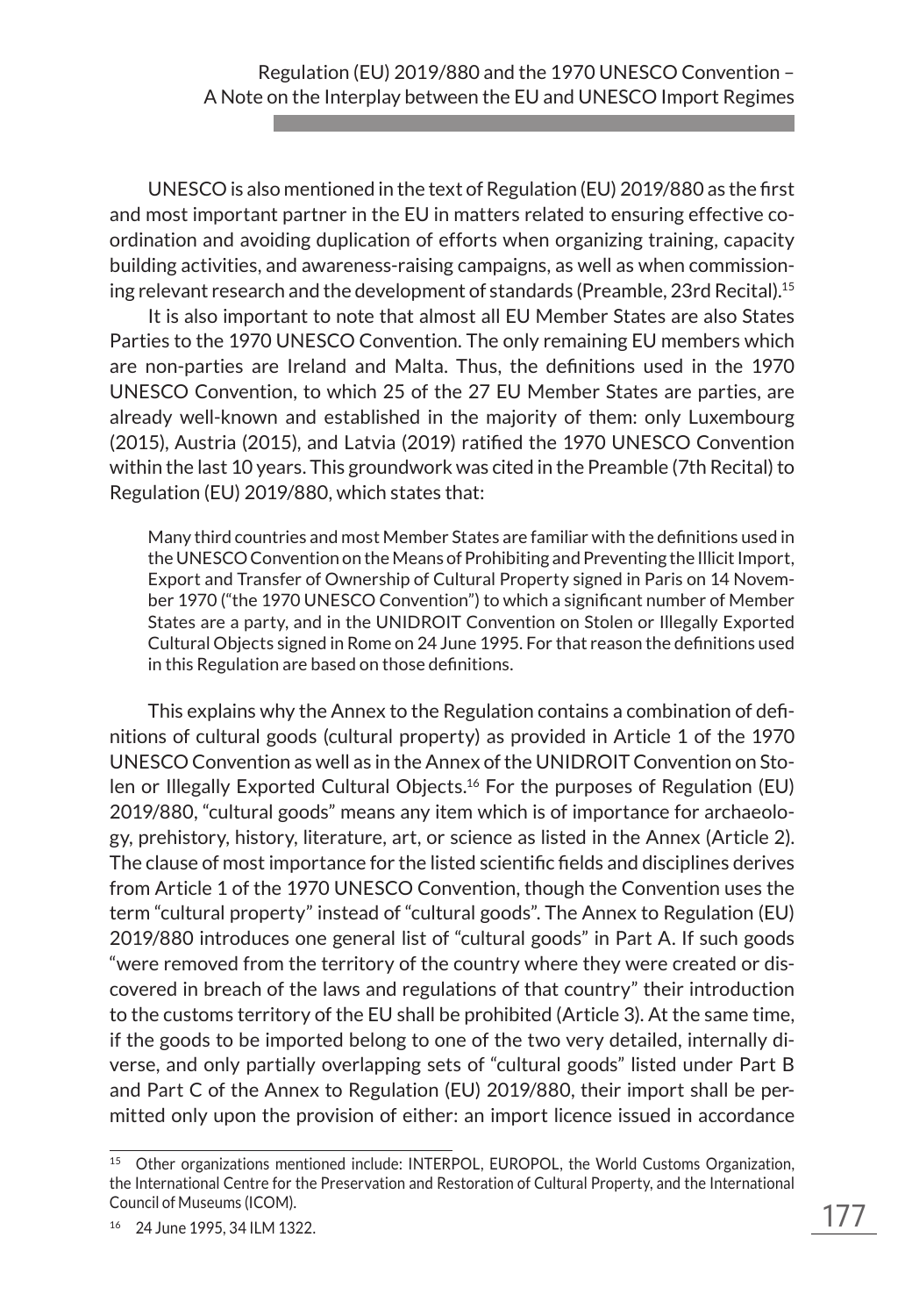UNESCO is also mentioned in the text of Regulation (EU) 2019/880 as the first and most important partner in the EU in matters related to ensuring effective coordination and avoiding duplication of efforts when organizing training, capacity building activities, and awareness-raising campaigns, as well as when commissioning relevant research and the development of standards (Preamble, 23rd Recital).[15]

It is also important to note that almost all EU Member States are also States Parties to the 1970 UNESCO Convention. The only remaining EU members which are non-parties are Ireland and Malta. Thus, the definitions used in the 1970 UNESCO Convention, to which 25 of the 27 EU Member States are parties, are already well-known and established in the majority of them: only Luxembourg (2015), Austria (2015), and Latvia (2019) ratified the 1970 UNESCO Convention within the last 10 years. This groundwork was cited in the Preamble (7th Recital) to Regulation (EU) 2019/880, which states that:

> Many third countries and most Member States are familiar with the definitions used in the UNESCO Convention on the Means of Prohibiting and Preventing the Illicit Import, Export and Transfer of Ownership of Cultural Property signed in Paris on 14 November 1970 ("the 1970 UNESCO Convention") to which a significant number of Member States are a party, and in the UNIDROIT Convention on Stolen or Illegally Exported Cultural Objects signed in Rome on 24 June 1995. For that reason the definitions used in this Regulation are based on those definitions.

This explains why the Annex to the Regulation contains a combination of definitions of cultural goods (cultural property) as provided in Article 1 of the 1970 UNESCO Convention as well as in the Annex of the UNIDROIT Convention on Stolen or Illegally Exported Cultural Objects.[16] For the purposes of Regulation (EU) 2019/880, "cultural goods" means any item which is of importance for archaeology, prehistory, history, literature, art, or science as listed in the Annex (Article 2). The clause of most importance for the listed scientific fields and disciplines derives from Article 1 of the 1970 UNESCO Convention, though the Convention uses the term "cultural property" instead of "cultural goods". The Annex to Regulation (EU) 2019/880 introduces one general list of "cultural goods" in Part A. If such goods "were removed from the territory of the country where they were created or discovered in breach of the laws and regulations of that country" their introduction to the customs territory of the EU shall be prohibited (Article 3). At the same time, if the goods to be imported belong to one of the two very detailed, internally diverse, and only partially overlapping sets of "cultural goods" listed under Part B and Part C of the Annex to Regulation (EU) 2019/880, their import shall be permitted only upon the provision of either: an import licence issued in accordance

---

[15] Other organizations mentioned include: INTERPOL, EUROPOL, the World Customs Organization, the International Centre for the Preservation and Restoration of Cultural Property, and the International Council of Museums (ICOM).

[16] 24 June 1995, 34 ILM 1322.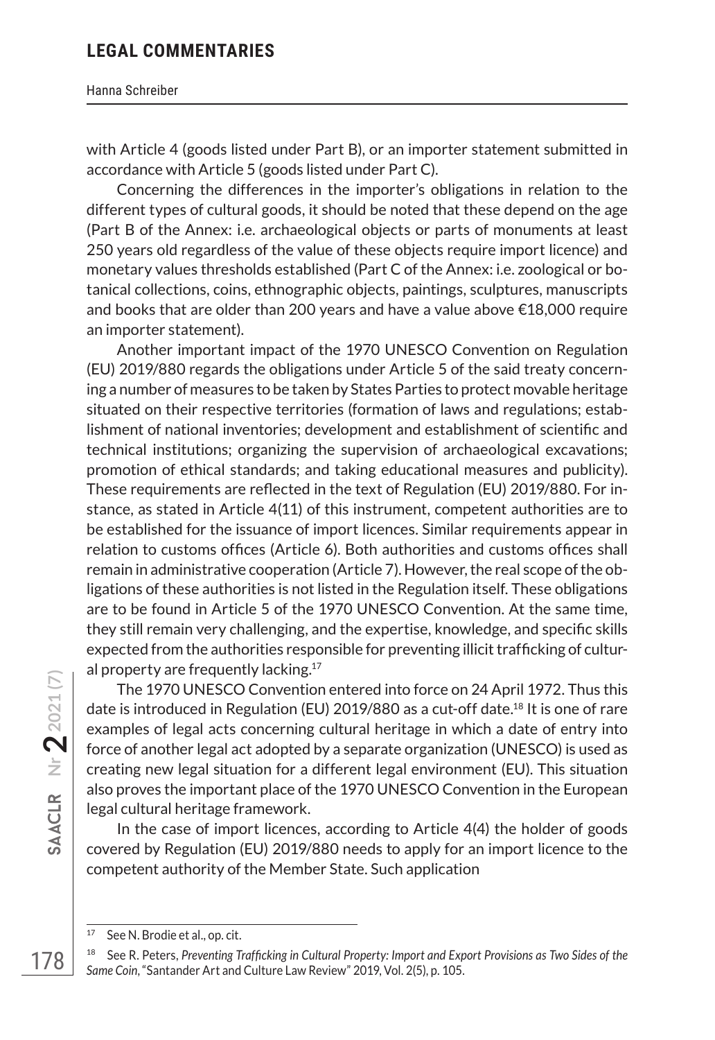with Article 4 (goods listed under Part B), or an importer statement submitted in accordance with Article 5 (goods listed under Part C).

Concerning the differences in the importer's obligations in relation to the different types of cultural goods, it should be noted that these depend on the age (Part B of the Annex: i.e. archaeological objects or parts of monuments at least 250 years old regardless of the value of these objects require import licence) and monetary values thresholds established (Part C of the Annex: i.e. zoological or botanical collections, coins, ethnographic objects, paintings, sculptures, manuscripts and books that are older than 200 years and have a value above €18,000 require an importer statement).

Another important impact of the 1970 UNESCO Convention on Regulation (EU) 2019/880 regards the obligations under Article 5 of the said treaty concerning a number of measures to be taken by States Parties to protect movable heritage situated on their respective territories (formation of laws and regulations; establishment of national inventories; development and establishment of scientific and technical institutions; organizing the supervision of archaeological excavations; promotion of ethical standards; and taking educational measures and publicity). These requirements are reflected in the text of Regulation (EU) 2019/880. For instance, as stated in Article 4(11) of this instrument, competent authorities are to be established for the issuance of import licences. Similar requirements appear in relation to customs offices (Article 6). Both authorities and customs offices shall remain in administrative cooperation (Article 7). However, the real scope of the obligations of these authorities is not listed in the Regulation itself. These obligations are to be found in Article 5 of the 1970 UNESCO Convention. At the same time, they still remain very challenging, and the expertise, knowledge, and specific skills expected from the authorities responsible for preventing illicit trafficking of cultural property are frequently lacking.[17]

The 1970 UNESCO Convention entered into force on 24 April 1972. Thus this date is introduced in Regulation (EU) 2019/880 as a cut-off date.[18] It is one of rare examples of legal acts concerning cultural heritage in which a date of entry into force of another legal act adopted by a separate organization (UNESCO) is used as creating new legal situation for a different legal environment (EU). This situation also proves the important place of the 1970 UNESCO Convention in the European legal cultural heritage framework.

In the case of import licences, according to Article 4(4) the holder of goods covered by Regulation (EU) 2019/880 needs to apply for an import licence to the competent authority of the Member State. Such application

---

[17] See N. Brodie et al., op. cit.

[18] See R. Peters, *Preventing Trafficking in Cultural Property: Import and Export Provisions as Two Sides of the Same Coin*, "Santander Art and Culture Law Review" 2019, Vol. 2(5), p. 105.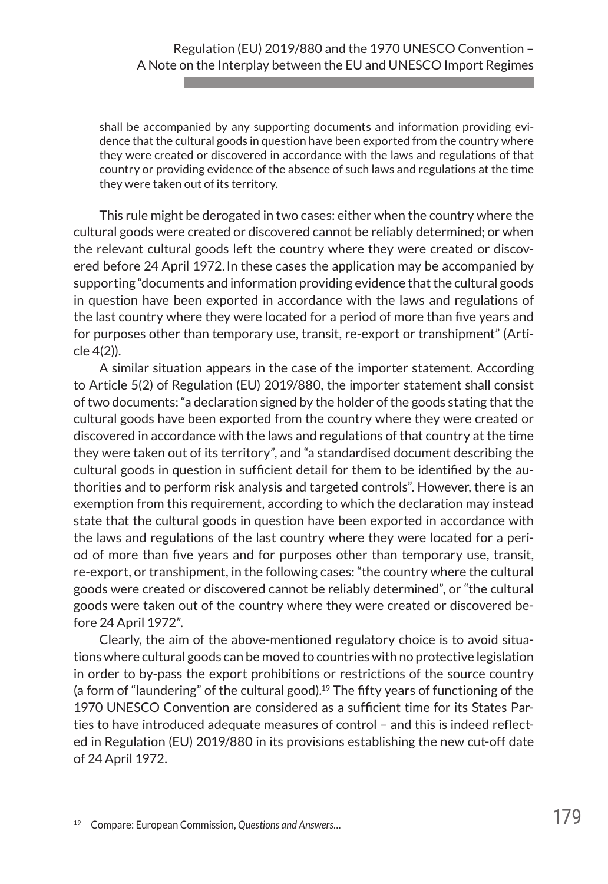> shall be accompanied by any supporting documents and information providing evidence that the cultural goods in question have been exported from the country where they were created or discovered in accordance with the laws and regulations of that country or providing evidence of the absence of such laws and regulations at the time they were taken out of its territory.

This rule might be derogated in two cases: either when the country where the cultural goods were created or discovered cannot be reliably determined; or when the relevant cultural goods left the country where they were created or discovered before 24 April 1972. In these cases the application may be accompanied by supporting "documents and information providing evidence that the cultural goods in question have been exported in accordance with the laws and regulations of the last country where they were located for a period of more than five years and for purposes other than temporary use, transit, re-export or transhipment" (Article 4(2)).

A similar situation appears in the case of the importer statement. According to Article 5(2) of Regulation (EU) 2019/880, the importer statement shall consist of two documents: "a declaration signed by the holder of the goods stating that the cultural goods have been exported from the country where they were created or discovered in accordance with the laws and regulations of that country at the time they were taken out of its territory", and "a standardised document describing the cultural goods in question in sufficient detail for them to be identified by the authorities and to perform risk analysis and targeted controls". However, there is an exemption from this requirement, according to which the declaration may instead state that the cultural goods in question have been exported in accordance with the laws and regulations of the last country where they were located for a period of more than five years and for purposes other than temporary use, transit, re-export, or transhipment, in the following cases: "the country where the cultural goods were created or discovered cannot be reliably determined", or "the cultural goods were taken out of the country where they were created or discovered before 24 April 1972".

Clearly, the aim of the above-mentioned regulatory choice is to avoid situations where cultural goods can be moved to countries with no protective legislation in order to by-pass the export prohibitions or restrictions of the source country (a form of "laundering" of the cultural good).[19] The fifty years of functioning of the 1970 UNESCO Convention are considered as a sufficient time for its States Parties to have introduced adequate measures of control – and this is indeed reflected in Regulation (EU) 2019/880 in its provisions establishing the new cut-off date of 24 April 1972.

[19] Compare: European Commission, *Questions and Answers…*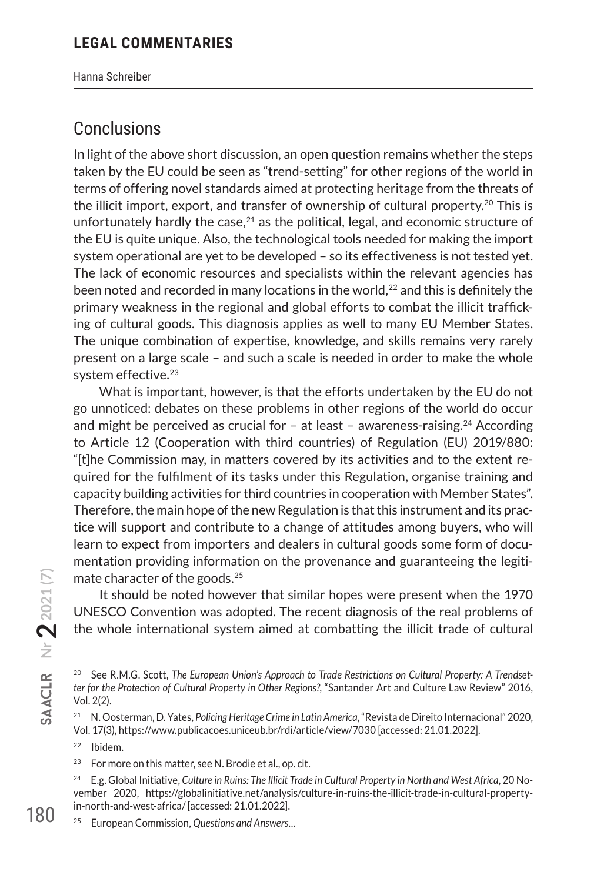## Conclusions

In light of the above short discussion, an open question remains whether the steps taken by the EU could be seen as "trend-setting" for other regions of the world in terms of offering novel standards aimed at protecting heritage from the threats of the illicit import, export, and transfer of ownership of cultural property.[20] This is unfortunately hardly the case,[21] as the political, legal, and economic structure of the EU is quite unique. Also, the technological tools needed for making the import system operational are yet to be developed – so its effectiveness is not tested yet. The lack of economic resources and specialists within the relevant agencies has been noted and recorded in many locations in the world,[22] and this is definitely the primary weakness in the regional and global efforts to combat the illicit trafficking of cultural goods. This diagnosis applies as well to many EU Member States. The unique combination of expertise, knowledge, and skills remains very rarely present on a large scale – and such a scale is needed in order to make the whole system effective.[23]

What is important, however, is that the efforts undertaken by the EU do not go unnoticed: debates on these problems in other regions of the world do occur and might be perceived as crucial for – at least – awareness-raising.[24] According to Article 12 (Cooperation with third countries) of Regulation (EU) 2019/880: "[t]he Commission may, in matters covered by its activities and to the extent required for the fulfilment of its tasks under this Regulation, organise training and capacity building activities for third countries in cooperation with Member States". Therefore, the main hope of the new Regulation is that this instrument and its practice will support and contribute to a change of attitudes among buyers, who will learn to expect from importers and dealers in cultural goods some form of documentation providing information on the provenance and guaranteeing the legitimate character of the goods.[25]

It should be noted however that similar hopes were present when the 1970 UNESCO Convention was adopted. The recent diagnosis of the real problems of the whole international system aimed at combatting the illicit trade of cultural

---

[20] See R.M.G. Scott, *The European Union's Approach to Trade Restrictions on Cultural Property: A Trendsetter for the Protection of Cultural Property in Other Regions?*, "Santander Art and Culture Law Review" 2016, Vol. 2(2).

[21] N. Oosterman, D. Yates, *Policing Heritage Crime in Latin America*, "Revista de Direito Internacional" 2020, Vol. 17(3), https://www.publicacoes.uniceub.br/rdi/article/view/7030 [accessed: 21.01.2022].

[22] Ibidem.

[23] For more on this matter, see N. Brodie et al., op. cit.

[24] E.g. Global Initiative, *Culture in Ruins: The Illicit Trade in Cultural Property in North and West Africa*, 20 November 2020, https://globalinitiative.net/analysis/culture-in-ruins-the-illicit-trade-in-cultural-property-in-north-and-west-africa/ [accessed: 21.01.2022].

[25] European Commission, *Questions and Answers…*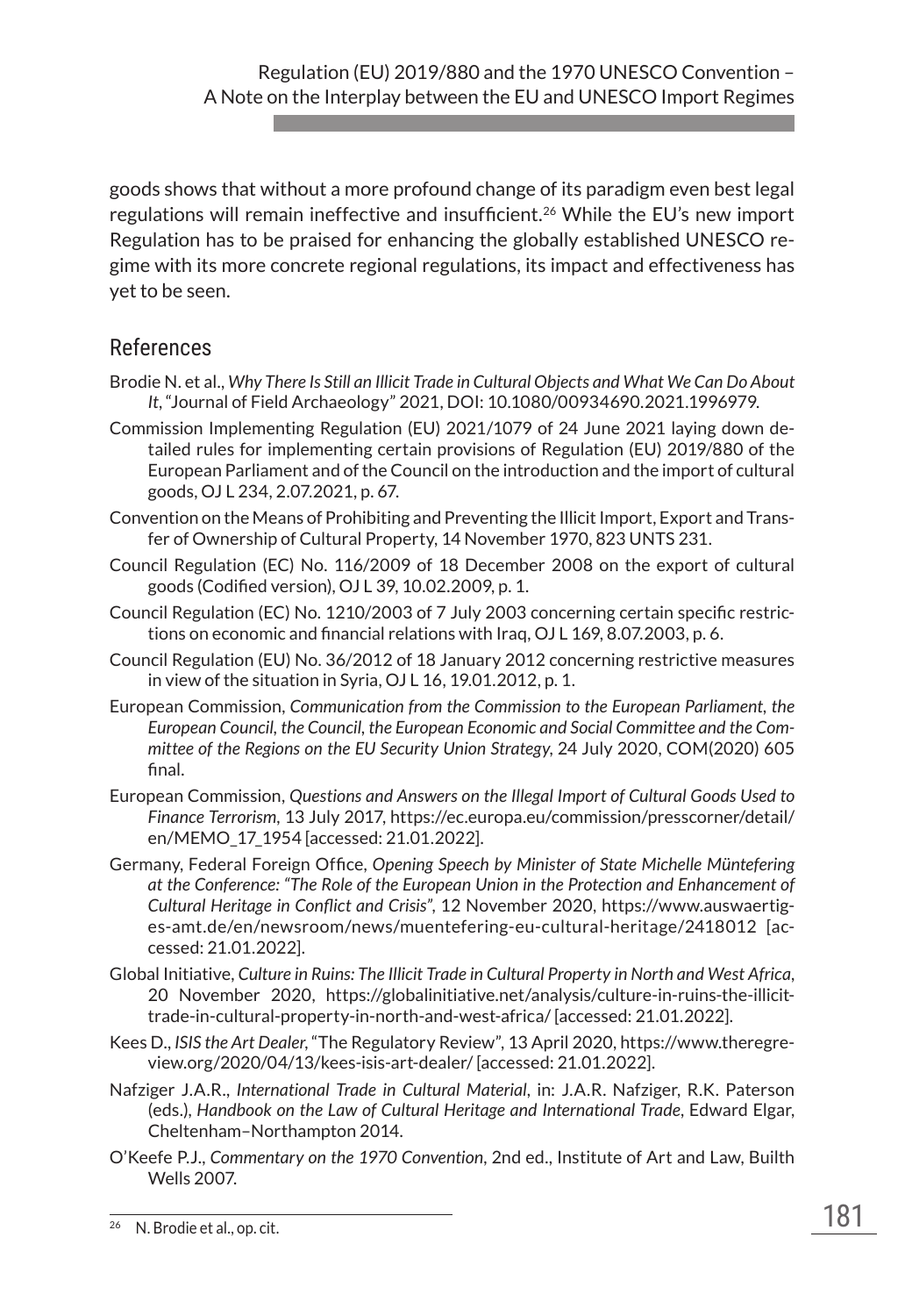goods shows that without a more profound change of its paradigm even best legal regulations will remain ineffective and insufficient.[26] While the EU's new import Regulation has to be praised for enhancing the globally established UNESCO regime with its more concrete regional regulations, its impact and effectiveness has yet to be seen.

## References

Brodie N. et al., *Why There Is Still an Illicit Trade in Cultural Objects and What We Can Do About It*, "Journal of Field Archaeology" 2021, DOI: 10.1080/00934690.2021.1996979.

Commission Implementing Regulation (EU) 2021/1079 of 24 June 2021 laying down detailed rules for implementing certain provisions of Regulation (EU) 2019/880 of the European Parliament and of the Council on the introduction and the import of cultural goods, OJ L 234, 2.07.2021, p. 67.

Convention on the Means of Prohibiting and Preventing the Illicit Import, Export and Transfer of Ownership of Cultural Property, 14 November 1970, 823 UNTS 231.

Council Regulation (EC) No. 116/2009 of 18 December 2008 on the export of cultural goods (Codified version), OJ L 39, 10.02.2009, p. 1.

Council Regulation (EC) No. 1210/2003 of 7 July 2003 concerning certain specific restrictions on economic and financial relations with Iraq, OJ L 169, 8.07.2003, p. 6.

Council Regulation (EU) No. 36/2012 of 18 January 2012 concerning restrictive measures in view of the situation in Syria, OJ L 16, 19.01.2012, p. 1.

European Commission, *Communication from the Commission to the European Parliament, the European Council, the Council, the European Economic and Social Committee and the Committee of the Regions on the EU Security Union Strategy*, 24 July 2020, COM(2020) 605 final.

European Commission, *Questions and Answers on the Illegal Import of Cultural Goods Used to Finance Terrorism*, 13 July 2017, https://ec.europa.eu/commission/presscorner/detail/en/MEMO_17_1954 [accessed: 21.01.2022].

Germany, Federal Foreign Office, *Opening Speech by Minister of State Michelle Müntefering at the Conference: "The Role of the European Union in the Protection and Enhancement of Cultural Heritage in Conflict and Crisis"*, 12 November 2020, https://www.auswaertiges-amt.de/en/newsroom/news/muentefering-eu-cultural-heritage/2418012 [accessed: 21.01.2022].

Global Initiative, *Culture in Ruins: The Illicit Trade in Cultural Property in North and West Africa*, 20 November 2020, https://globalinitiative.net/analysis/culture-in-ruins-the-illicit-trade-in-cultural-property-in-north-and-west-africa/ [accessed: 21.01.2022].

Kees D., *ISIS the Art Dealer*, "The Regulatory Review", 13 April 2020, https://www.theregreview.org/2020/04/13/kees-isis-art-dealer/ [accessed: 21.01.2022].

Nafziger J.A.R., *International Trade in Cultural Material*, in: J.A.R. Nafziger, R.K. Paterson (eds.), *Handbook on the Law of Cultural Heritage and International Trade*, Edward Elgar, Cheltenham–Northampton 2014.

O'Keefe P.J., *Commentary on the 1970 Convention*, 2nd ed., Institute of Art and Law, Builth Wells 2007.

---

[26] N. Brodie et al., op. cit.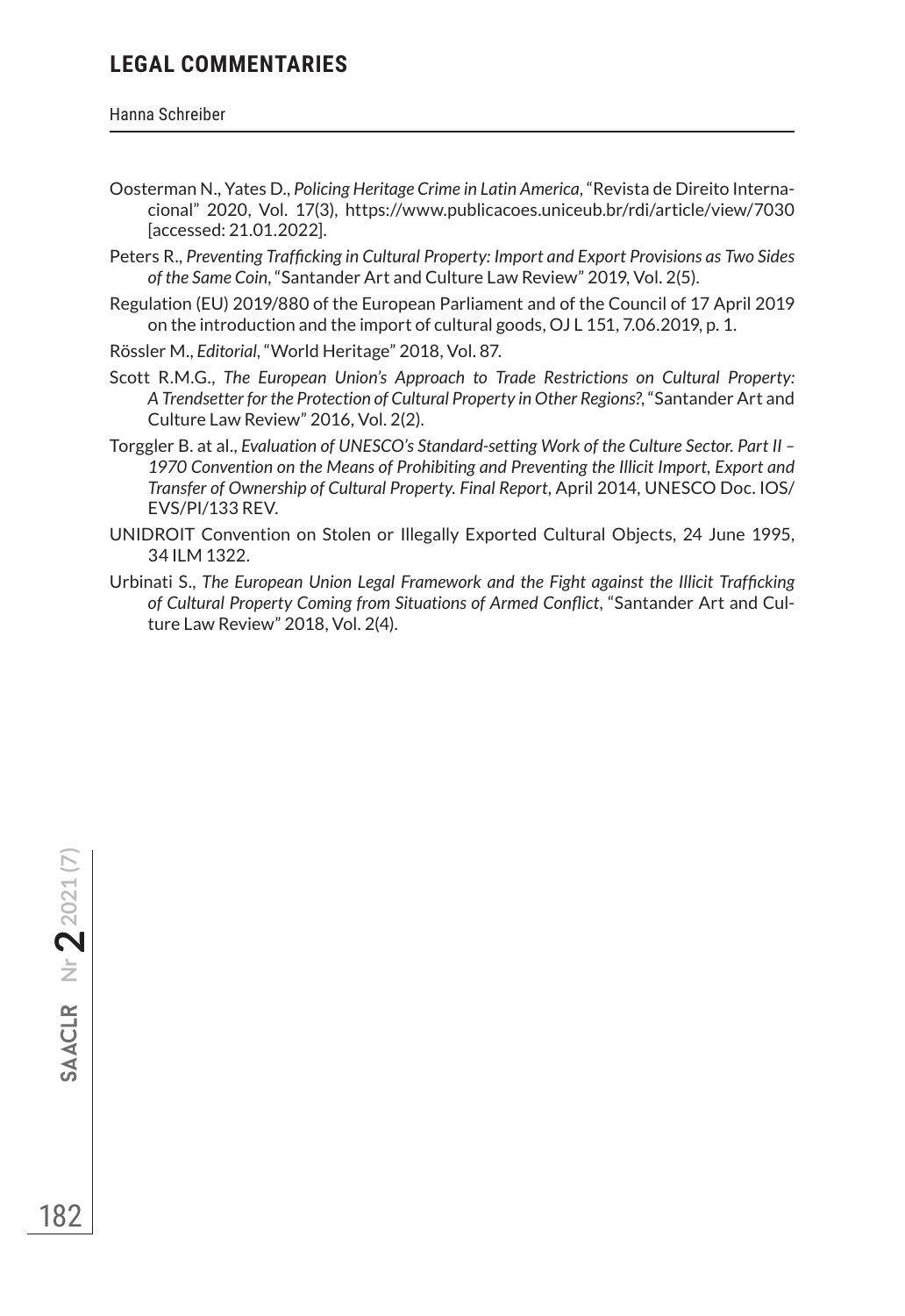Oosterman N., Yates D., *Policing Heritage Crime in Latin America*, "Revista de Direito Internacional" 2020, Vol. 17(3), https://www.publicacoes.uniceub.br/rdi/article/view/7030 [accessed: 21.01.2022].

Peters R., *Preventing Trafficking in Cultural Property: Import and Export Provisions as Two Sides of the Same Coin*, "Santander Art and Culture Law Review" 2019, Vol. 2(5).

Regulation (EU) 2019/880 of the European Parliament and of the Council of 17 April 2019 on the introduction and the import of cultural goods, OJ L 151, 7.06.2019, p. 1.

Rössler M., *Editorial*, "World Heritage" 2018, Vol. 87.

Scott R.M.G., *The European Union's Approach to Trade Restrictions on Cultural Property: A Trendsetter for the Protection of Cultural Property in Other Regions?*, "Santander Art and Culture Law Review" 2016, Vol. 2(2).

Torggler B. at al., *Evaluation of UNESCO's Standard-setting Work of the Culture Sector. Part II – 1970 Convention on the Means of Prohibiting and Preventing the Illicit Import, Export and Transfer of Ownership of Cultural Property. Final Report*, April 2014, UNESCO Doc. IOS/EVS/PI/133 REV.

UNIDROIT Convention on Stolen or Illegally Exported Cultural Objects, 24 June 1995, 34 ILM 1322.

Urbinati S., *The European Union Legal Framework and the Fight against the Illicit Trafficking of Cultural Property Coming from Situations of Armed Conflict*, "Santander Art and Culture Law Review" 2018, Vol. 2(4).